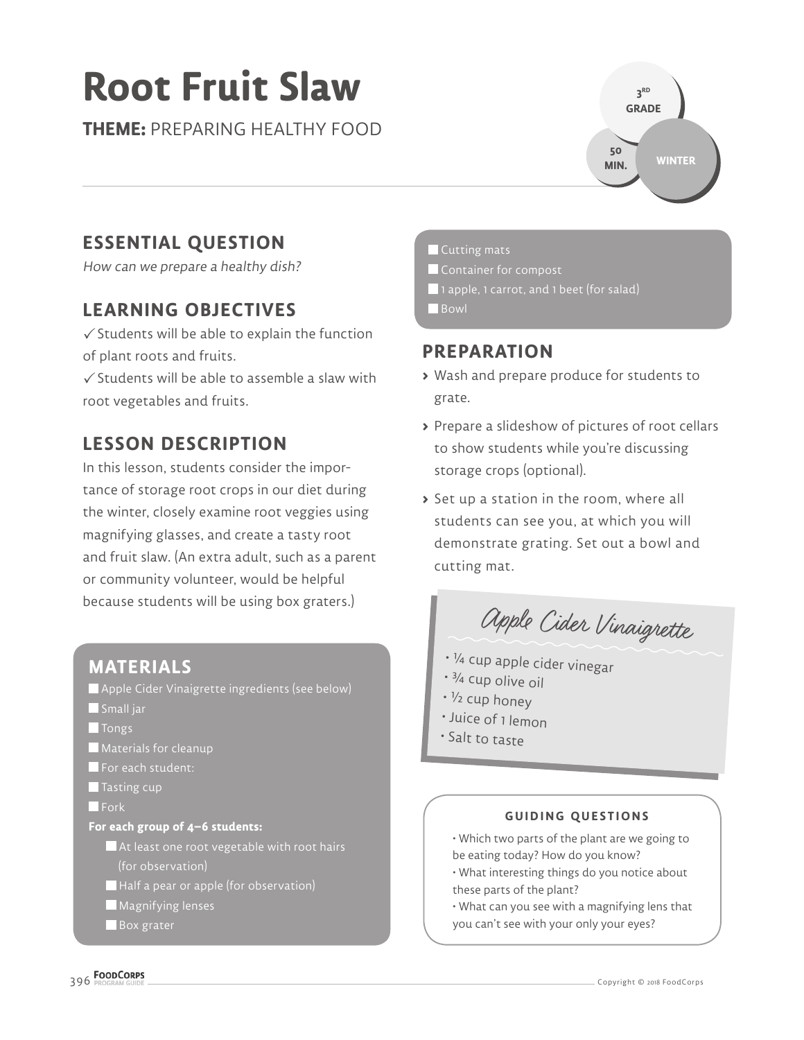# Root Fruit Slaw

**THEME:** PREPARING HEALTHY FOOD

3RD GRADE

50 MIN.

WINTER

## ESSENTIAL QUESTION

*How can we prepare a healthy dish?*

## LEARNING OBJECTIVES

✓ Students will be able to explain the function of plant roots and fruits.

✓ Students will be able to assemble a slaw with root vegetables and fruits.

## LESSON DESCRIPTION

In this lesson, students consider the importance of storage root crops in our diet during the winter, closely examine root veggies using magnifying glasses, and create a tasty root and fruit slaw. (An extra adult, such as a parent or community volunteer, would be helpful because students will be using box graters.)

## MATERIALS

- Apple Cider Vinaigrette ingredients (see below)
- Small jar
- Tongs
- Materials for cleanup
- For each student:
- Tasting cup
- Fork

**For each group of 4–6 students:**

- At least one root vegetable with root hairs (for observation)
- Half a pear or apple (for observation)
- Magnifying lenses
- Box grater
- Cutting mats
- Container for compost
- 1 apple, 1 carrot, and 1 beet (for salad)
- Bowl

## PREPARATION

- Wash and prepare produce for students to grate.
- Prepare a slideshow of pictures of root cellars to show students while you're discussing storage crops (optional).
- Set up a station in the room, where all students can see you, at which you will demonstrate grating. Set out a bowl and cutting mat.

### Apple Cider Vinaigrette

- ¼ cup apple cider vinegar
- ¾ cup olive oil
- ½ cup honey
- Juice of 1 lemon
- Salt to taste

#### GUIDING QUESTIONS

- Which two parts of the plant are we going to be eating today? How do you know?
- What interesting things do you notice about these parts of the plant?
- What can you see with a magnifying lens that you can't see with your only your eyes?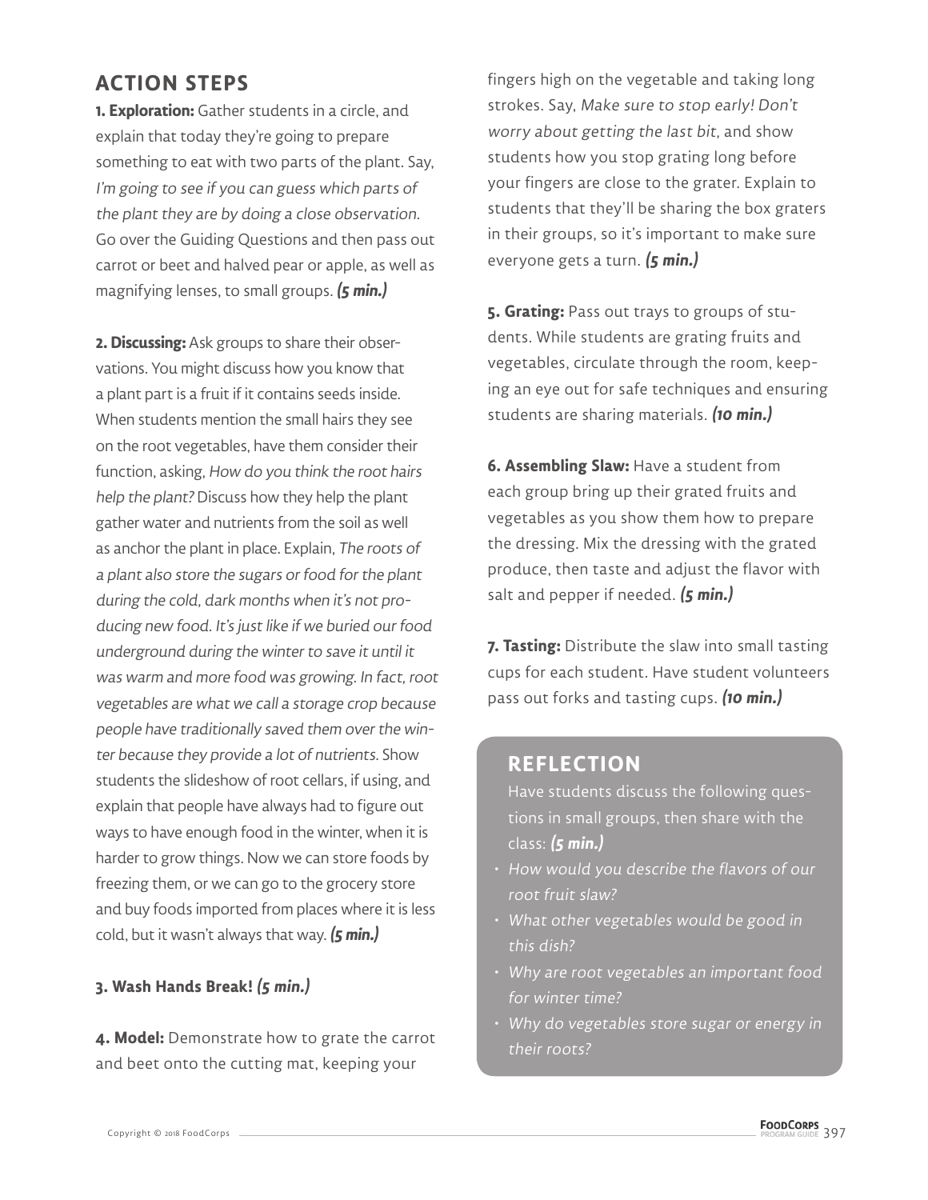## ACTION STEPS

**1. Exploration:** Gather students in a circle, and explain that today they're going to prepare something to eat with two parts of the plant. Say, *I'm going to see if you can guess which parts of the plant they are by doing a close observation.* Go over the Guiding Questions and then pass out carrot or beet and halved pear or apple, as well as magnifying lenses, to small groups. ***(5 min.)***

**2. Discussing:** Ask groups to share their observations. You might discuss how you know that a plant part is a fruit if it contains seeds inside. When students mention the small hairs they see on the root vegetables, have them consider their function, asking, *How do you think the root hairs help the plant?* Discuss how they help the plant gather water and nutrients from the soil as well as anchor the plant in place. Explain, *The roots of a plant also store the sugars or food for the plant during the cold, dark months when it's not producing new food. It's just like if we buried our food underground during the winter to save it until it was warm and more food was growing. In fact, root vegetables are what we call a storage crop because people have traditionally saved them over the winter because they provide a lot of nutrients.* Show students the slideshow of root cellars, if using, and explain that people have always had to figure out ways to have enough food in the winter, when it is harder to grow things. Now we can store foods by freezing them, or we can go to the grocery store and buy foods imported from places where it is less cold, but it wasn't always that way. ***(5 min.)***

**3. Wash Hands Break! *(5 min.)***

**4. Model:** Demonstrate how to grate the carrot and beet onto the cutting mat, keeping your fingers high on the vegetable and taking long strokes. Say, *Make sure to stop early! Don't worry about getting the last bit*, and show students how you stop grating long before your fingers are close to the grater. Explain to students that they'll be sharing the box graters in their groups, so it's important to make sure everyone gets a turn. ***(5 min.)***

**5. Grating:** Pass out trays to groups of students. While students are grating fruits and vegetables, circulate through the room, keeping an eye out for safe techniques and ensuring students are sharing materials. ***(10 min.)***

**6. Assembling Slaw:** Have a student from each group bring up their grated fruits and vegetables as you show them how to prepare the dressing. Mix the dressing with the grated produce, then taste and adjust the flavor with salt and pepper if needed. ***(5 min.)***

**7. Tasting:** Distribute the slaw into small tasting cups for each student. Have student volunteers pass out forks and tasting cups. ***(10 min.)***

## REFLECTION

Have students discuss the following questions in small groups, then share with the class: ***(5 min.)***

- *How would you describe the flavors of our root fruit slaw?*
- *What other vegetables would be good in this dish?*
- *Why are root vegetables an important food for winter time?*
- *Why do vegetables store sugar or energy in their roots?*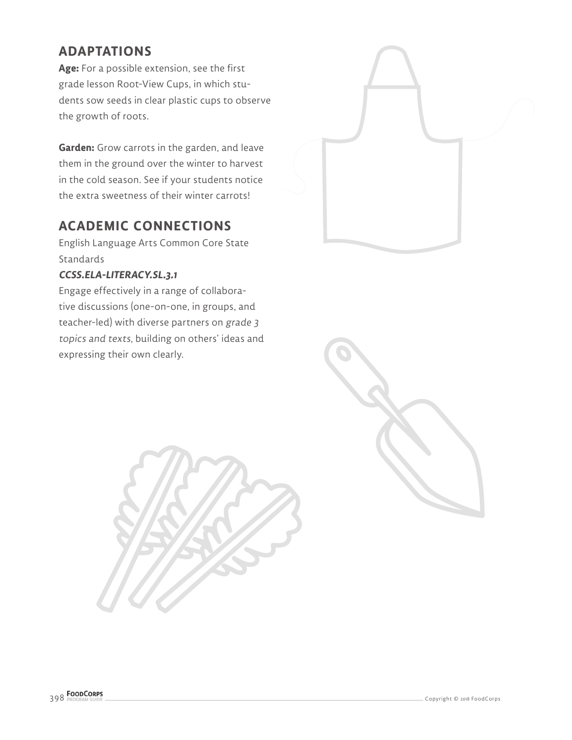## ADAPTATIONS

**Age:** For a possible extension, see the first grade lesson Root-View Cups, in which students sow seeds in clear plastic cups to observe the growth of roots.

**Garden:** Grow carrots in the garden, and leave them in the ground over the winter to harvest in the cold season. See if your students notice the extra sweetness of their winter carrots!

## ACADEMIC CONNECTIONS

English Language Arts Common Core State Standards

***CCSS.ELA-LITERACY.SL.3.1***

Engage effectively in a range of collaborative discussions (one-on-one, in groups, and teacher-led) with diverse partners on *grade 3 topics and texts*, building on others' ideas and expressing their own clearly.